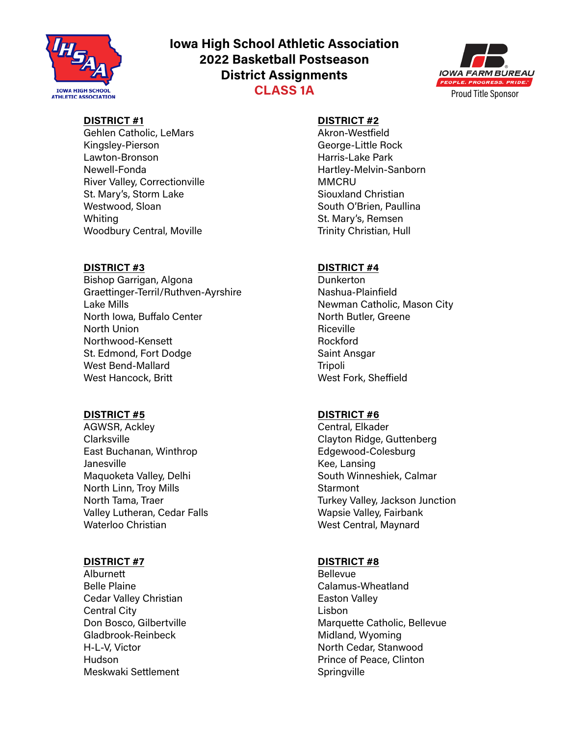# Iowa High School Athletic Association
## 2022 Basketball Postseason
## District Assignments
## CLASS 1A

IOWA HIGH SCHOOL ATHLETIC ASSOCIATION

IOWA FARM BUREAU
PEOPLE. PROGRESS. PRIDE.
Proud Title Sponsor

**DISTRICT #1**
Gehlen Catholic, LeMars
Kingsley-Pierson
Lawton-Bronson
Newell-Fonda
River Valley, Correctionville
St. Mary's, Storm Lake
Westwood, Sloan
Whiting
Woodbury Central, Moville

**DISTRICT #2**
Akron-Westfield
George-Little Rock
Harris-Lake Park
Hartley-Melvin-Sanborn
MMCRU
Siouxland Christian
South O'Brien, Paullina
St. Mary's, Remsen
Trinity Christian, Hull

**DISTRICT #3**
Bishop Garrigan, Algona
Graettinger-Terril/Ruthven-Ayrshire
Lake Mills
North Iowa, Buffalo Center
North Union
Northwood-Kensett
St. Edmond, Fort Dodge
West Bend-Mallard
West Hancock, Britt

**DISTRICT #4**
Dunkerton
Nashua-Plainfield
Newman Catholic, Mason City
North Butler, Greene
Riceville
Rockford
Saint Ansgar
Tripoli
West Fork, Sheffield

**DISTRICT #5**
AGWSR, Ackley
Clarksville
East Buchanan, Winthrop
Janesville
Maquoketa Valley, Delhi
North Linn, Troy Mills
North Tama, Traer
Valley Lutheran, Cedar Falls
Waterloo Christian

**DISTRICT #6**
Central, Elkader
Clayton Ridge, Guttenberg
Edgewood-Colesburg
Kee, Lansing
South Winneshiek, Calmar
Starmont
Turkey Valley, Jackson Junction
Wapsie Valley, Fairbank
West Central, Maynard

**DISTRICT #7**
Alburnett
Belle Plaine
Cedar Valley Christian
Central City
Don Bosco, Gilbertville
Gladbrook-Reinbeck
H-L-V, Victor
Hudson
Meskwaki Settlement

**DISTRICT #8**
Bellevue
Calamus-Wheatland
Easton Valley
Lisbon
Marquette Catholic, Bellevue
Midland, Wyoming
North Cedar, Stanwood
Prince of Peace, Clinton
Springville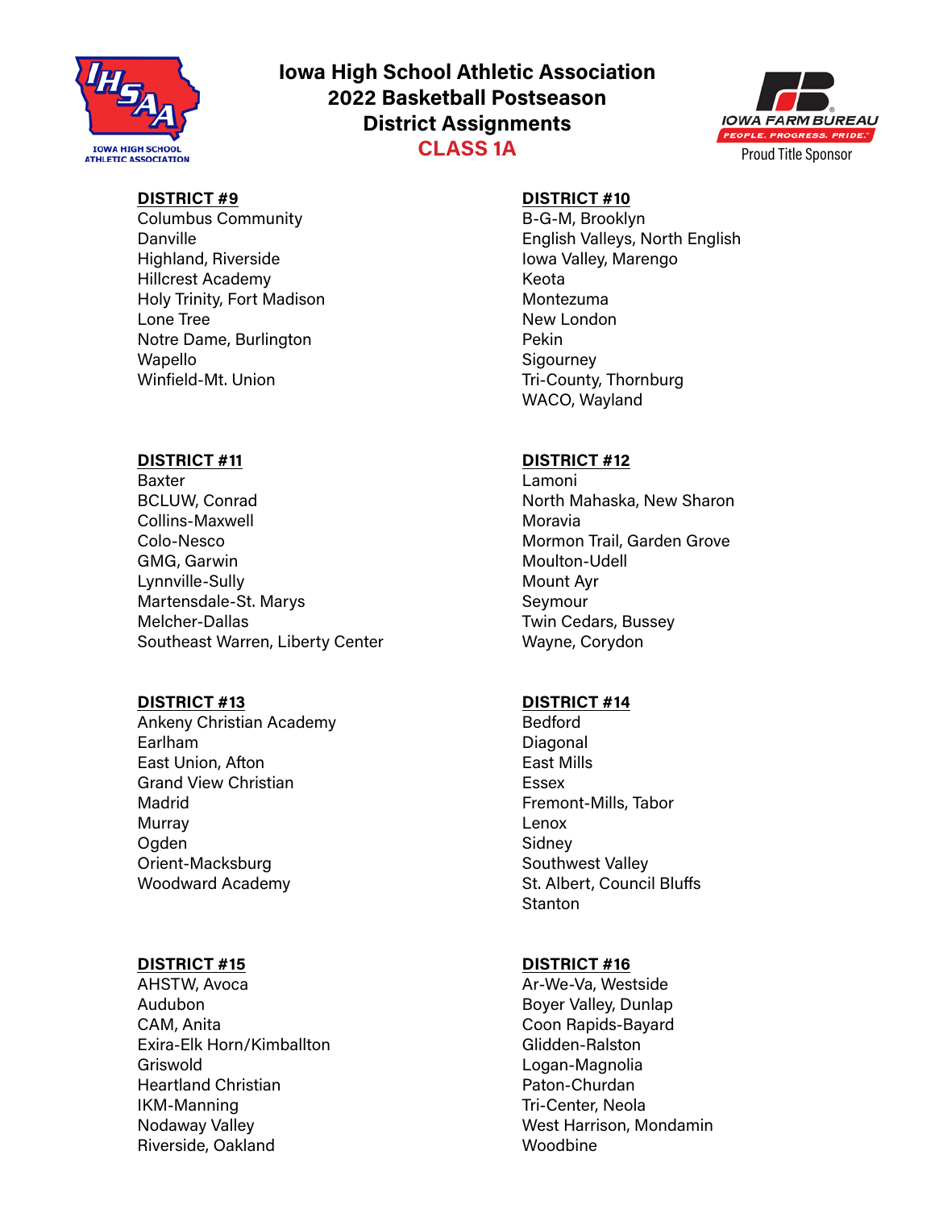# Iowa High School Athletic Association
# 2022 Basketball Postseason
# District Assignments
## CLASS 1A

Proud Title Sponsor

**DISTRICT #9**
Columbus Community
Danville
Highland, Riverside
Hillcrest Academy
Holy Trinity, Fort Madison
Lone Tree
Notre Dame, Burlington
Wapello
Winfield-Mt. Union

**DISTRICT #10**
B-G-M, Brooklyn
English Valleys, North English
Iowa Valley, Marengo
Keota
Montezuma
New London
Pekin
Sigourney
Tri-County, Thornburg
WACO, Wayland

**DISTRICT #11**
Baxter
BCLUW, Conrad
Collins-Maxwell
Colo-Nesco
GMG, Garwin
Lynnville-Sully
Martensdale-St. Marys
Melcher-Dallas
Southeast Warren, Liberty Center

**DISTRICT #12**
Lamoni
North Mahaska, New Sharon
Moravia
Mormon Trail, Garden Grove
Moulton-Udell
Mount Ayr
Seymour
Twin Cedars, Bussey
Wayne, Corydon

**DISTRICT #13**
Ankeny Christian Academy
Earlham
East Union, Afton
Grand View Christian
Madrid
Murray
Ogden
Orient-Macksburg
Woodward Academy

**DISTRICT #14**
Bedford
Diagonal
East Mills
Essex
Fremont-Mills, Tabor
Lenox
Sidney
Southwest Valley
St. Albert, Council Bluffs
Stanton

**DISTRICT #15**
AHSTW, Avoca
Audubon
CAM, Anita
Exira-Elk Horn/Kimballton
Griswold
Heartland Christian
IKM-Manning
Nodaway Valley
Riverside, Oakland

**DISTRICT #16**
Ar-We-Va, Westside
Boyer Valley, Dunlap
Coon Rapids-Bayard
Glidden-Ralston
Logan-Magnolia
Paton-Churdan
Tri-Center, Neola
West Harrison, Mondamin
Woodbine